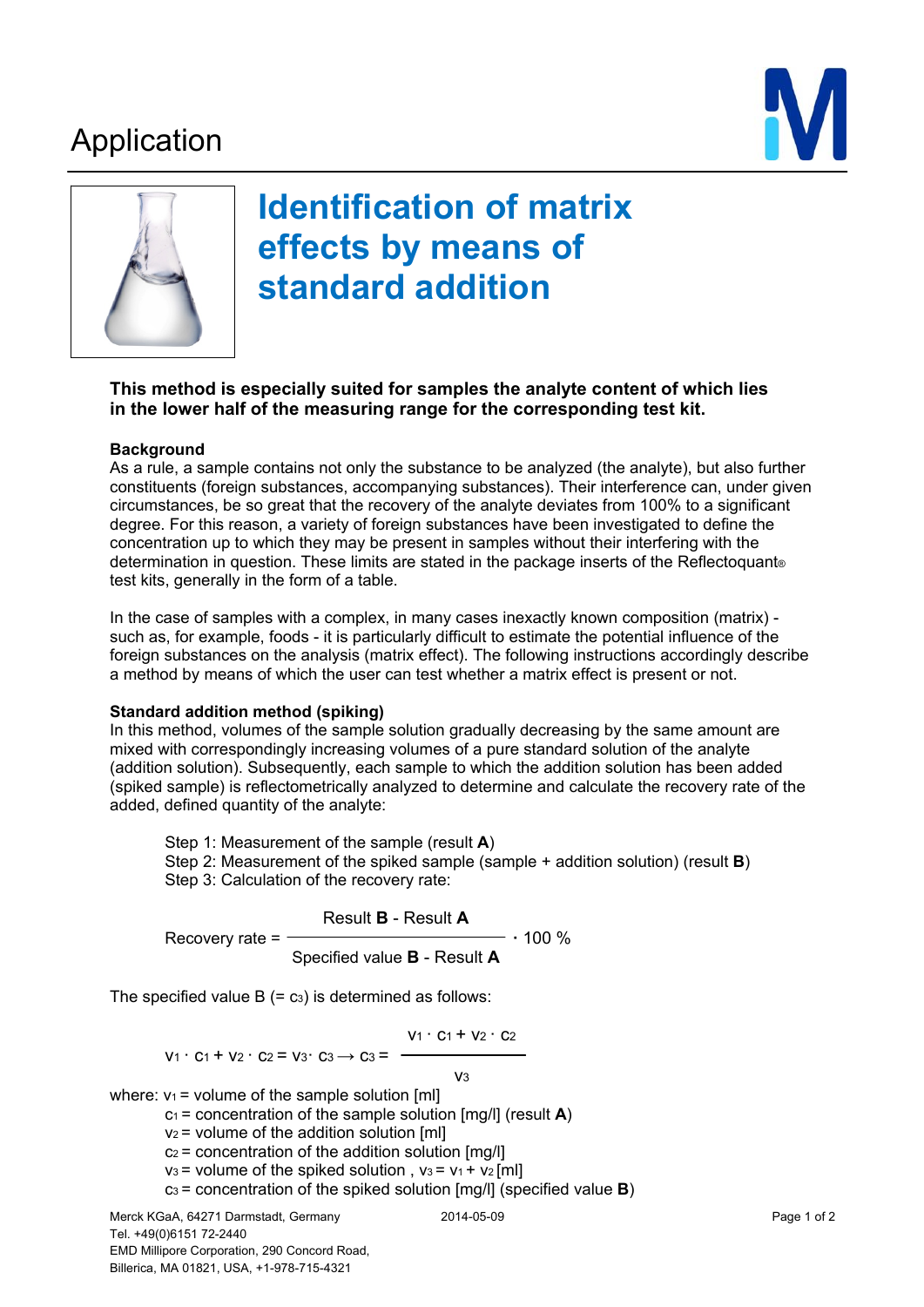Application

# Identification of matrix effects by means of standard addition

**This method is especially suited for samples the analyte content of which lies in the lower half of the measuring range for the corresponding test kit.**

**Background**

As a rule, a sample contains not only the substance to be analyzed (the analyte), but also further constituents (foreign substances, accompanying substances). Their interference can, under given circumstances, be so great that the recovery of the analyte deviates from 100% to a significant degree. For this reason, a variety of foreign substances have been investigated to define the concentration up to which they may be present in samples without their interfering with the determination in question. These limits are stated in the package inserts of the Reflectoquant® test kits, generally in the form of a table.

In the case of samples with a complex, in many cases inexactly known composition (matrix) - such as, for example, foods - it is particularly difficult to estimate the potential influence of the foreign substances on the analysis (matrix effect). The following instructions accordingly describe a method by means of which the user can test whether a matrix effect is present or not.

**Standard addition method (spiking)**

In this method, volumes of the sample solution gradually decreasing by the same amount are mixed with correspondingly increasing volumes of a pure standard solution of the analyte (addition solution). Subsequently, each sample to which the addition solution has been added (spiked sample) is reflectometrically analyzed to determine and calculate the recovery rate of the added, defined quantity of the analyte:

Step 1: Measurement of the sample (result **A**)
Step 2: Measurement of the spiked sample (sample + addition solution) (result **B**)
Step 3: Calculation of the recovery rate:

$$\text{Recovery rate} = \frac{\text{Result } \mathbf{B} - \text{Result } \mathbf{A}}{\text{Specified value } \mathbf{B} - \text{Result } \mathbf{A}} \cdot 100\ \%$$

The specified value B (= $c_3$) is determined as follows:

$$v_1 \cdot c_1 + v_2 \cdot c_2 = v_3 \cdot c_3 \rightarrow c_3 = \frac{v_1 \cdot c_1 + v_2 \cdot c_2}{v_3}$$

where: $v_1$ = volume of the sample solution [ml]
$c_1$ = concentration of the sample solution [mg/l] (result **A**)
$v_2$ = volume of the addition solution [ml]
$c_2$ = concentration of the addition solution [mg/l]
$v_3$ = volume of the spiked solution , $v_3 = v_1 + v_2$ [ml]
$c_3$ = concentration of the spiked solution [mg/l] (specified value **B**)

Merck KGaA, 64271 Darmstadt, Germany
Tel. +49(0)6151 72-2440
EMD Millipore Corporation, 290 Concord Road,
Billerica, MA 01821, USA, +1-978-715-4321

2014-05-09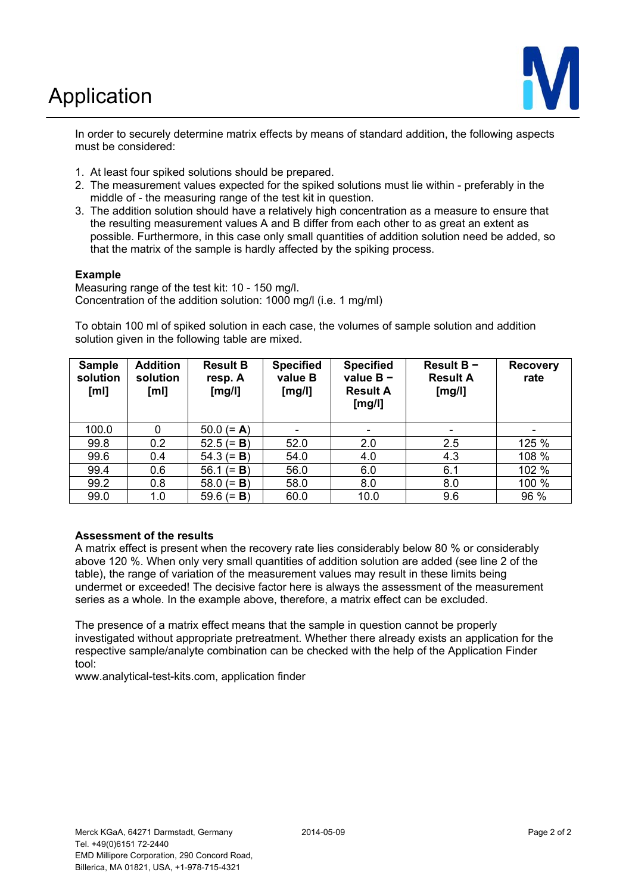# Application

In order to securely determine matrix effects by means of standard addition, the following aspects must be considered:

1. At least four spiked solutions should be prepared.
2. The measurement values expected for the spiked solutions must lie within - preferably in the middle of - the measuring range of the test kit in question.
3. The addition solution should have a relatively high concentration as a measure to ensure that the resulting measurement values A and B differ from each other to as great an extent as possible. Furthermore, in this case only small quantities of addition solution need be added, so that the matrix of the sample is hardly affected by the spiking process.

**Example**

Measuring range of the test kit: 10 - 150 mg/l.
Concentration of the addition solution: 1000 mg/l (i.e. 1 mg/ml)

To obtain 100 ml of spiked solution in each case, the volumes of sample solution and addition solution given in the following table are mixed.

| Sample solution [ml] | Addition solution [ml] | Result B resp. A [mg/l] | Specified value B [mg/l] | Specified value B − Result A [mg/l] | Result B − Result A [mg/l] | Recovery rate |
|---|---|---|---|---|---|---|
| 100.0 | 0 | 50.0 (= **A**) | - | - | - | - |
| 99.8 | 0.2 | 52.5 (= **B**) | 52.0 | 2.0 | 2.5 | 125 % |
| 99.6 | 0.4 | 54.3 (= **B**) | 54.0 | 4.0 | 4.3 | 108 % |
| 99.4 | 0.6 | 56.1 (= **B**) | 56.0 | 6.0 | 6.1 | 102 % |
| 99.2 | 0.8 | 58.0 (= **B**) | 58.0 | 8.0 | 8.0 | 100 % |
| 99.0 | 1.0 | 59.6 (= **B**) | 60.0 | 10.0 | 9.6 | 96 % |

**Assessment of the results**

A matrix effect is present when the recovery rate lies considerably below 80 % or considerably above 120 %. When only very small quantities of addition solution are added (see line 2 of the table), the range of variation of the measurement values may result in these limits being undermet or exceeded! The decisive factor here is always the assessment of the measurement series as a whole. In the example above, therefore, a matrix effect can be excluded.

The presence of a matrix effect means that the sample in question cannot be properly investigated without appropriate pretreatment. Whether there already exists an application for the respective sample/analyte combination can be checked with the help of the Application Finder tool:
www.analytical-test-kits.com, application finder

Merck KGaA, 64271 Darmstadt, Germany
Tel. +49(0)6151 72-2440
EMD Millipore Corporation, 290 Concord Road, Billerica, MA 01821, USA, +1-978-715-4321

2014-05-09